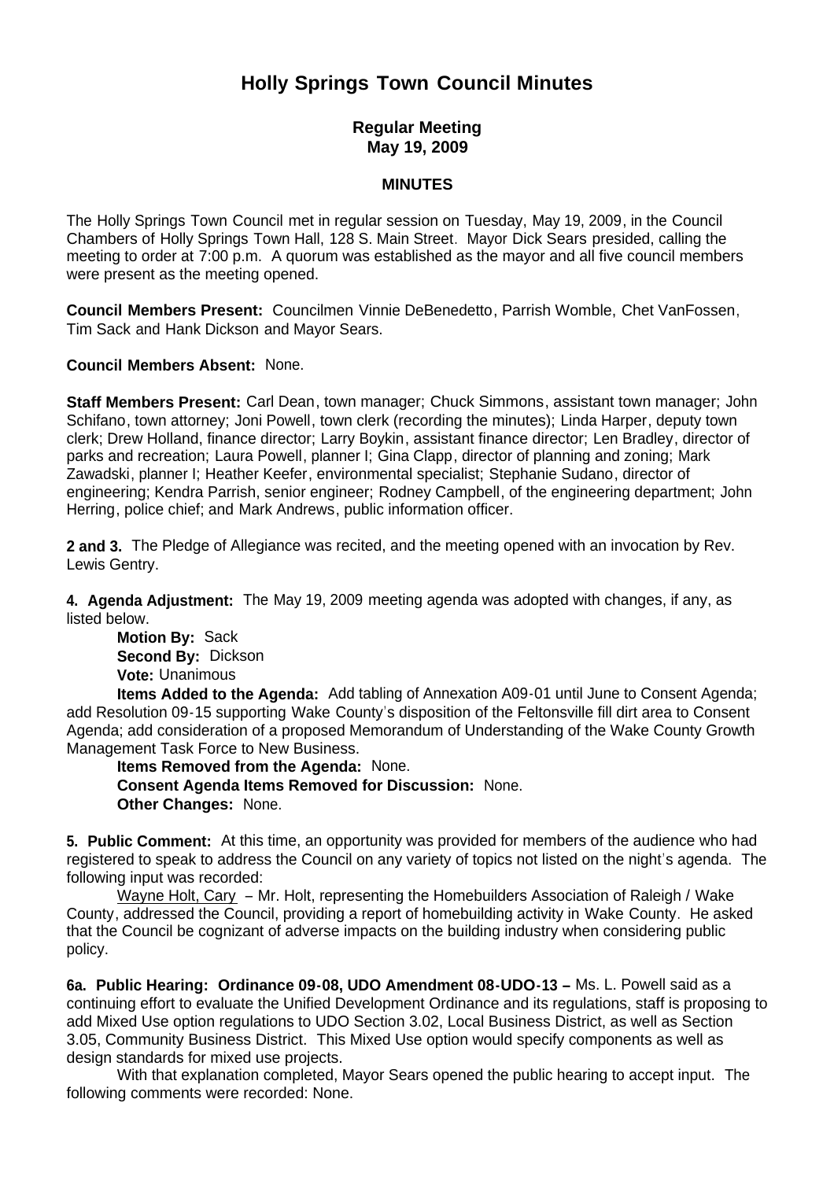# Holly Springs Town Council Minutes

### Regular Meeting
### May 19, 2009

#### MINUTES

The Holly Springs Town Council met in regular session on Tuesday, May 19, 2009, in the Council Chambers of Holly Springs Town Hall, 128 S. Main Street. Mayor Dick Sears presided, calling the meeting to order at 7:00 p.m. A quorum was established as the mayor and all five council members were present as the meeting opened.

**Council Members Present:** Councilmen Vinnie DeBenedetto, Parrish Womble, Chet VanFossen, Tim Sack and Hank Dickson and Mayor Sears.

**Council Members Absent:** None.

**Staff Members Present:** Carl Dean, town manager; Chuck Simmons, assistant town manager; John Schifano, town attorney; Joni Powell, town clerk (recording the minutes); Linda Harper, deputy town clerk; Drew Holland, finance director; Larry Boykin, assistant finance director; Len Bradley, director of parks and recreation; Laura Powell, planner I; Gina Clapp, director of planning and zoning; Mark Zawadski, planner I; Heather Keefer, environmental specialist; Stephanie Sudano, director of engineering; Kendra Parrish, senior engineer; Rodney Campbell, of the engineering department; John Herring, police chief; and Mark Andrews, public information officer.

**2 and 3.** The Pledge of Allegiance was recited, and the meeting opened with an invocation by Rev. Lewis Gentry.

**4. Agenda Adjustment:** The May 19, 2009 meeting agenda was adopted with changes, if any, as listed below.

**Motion By:** Sack
**Second By:** Dickson
**Vote:** Unanimous

**Items Added to the Agenda:** Add tabling of Annexation A09-01 until June to Consent Agenda; add Resolution 09-15 supporting Wake County's disposition of the Feltonsville fill dirt area to Consent Agenda; add consideration of a proposed Memorandum of Understanding of the Wake County Growth Management Task Force to New Business.

**Items Removed from the Agenda:** None.
**Consent Agenda Items Removed for Discussion:** None.
**Other Changes:** None.

**5. Public Comment:** At this time, an opportunity was provided for members of the audience who had registered to speak to address the Council on any variety of topics not listed on the night's agenda. The following input was recorded:

Wayne Holt, Cary – Mr. Holt, representing the Homebuilders Association of Raleigh / Wake County, addressed the Council, providing a report of homebuilding activity in Wake County. He asked that the Council be cognizant of adverse impacts on the building industry when considering public policy.

**6a. Public Hearing: Ordinance 09-08, UDO Amendment 08-UDO-13 –** Ms. L. Powell said as a continuing effort to evaluate the Unified Development Ordinance and its regulations, staff is proposing to add Mixed Use option regulations to UDO Section 3.02, Local Business District, as well as Section 3.05, Community Business District. This Mixed Use option would specify components as well as design standards for mixed use projects.

With that explanation completed, Mayor Sears opened the public hearing to accept input. The following comments were recorded: None.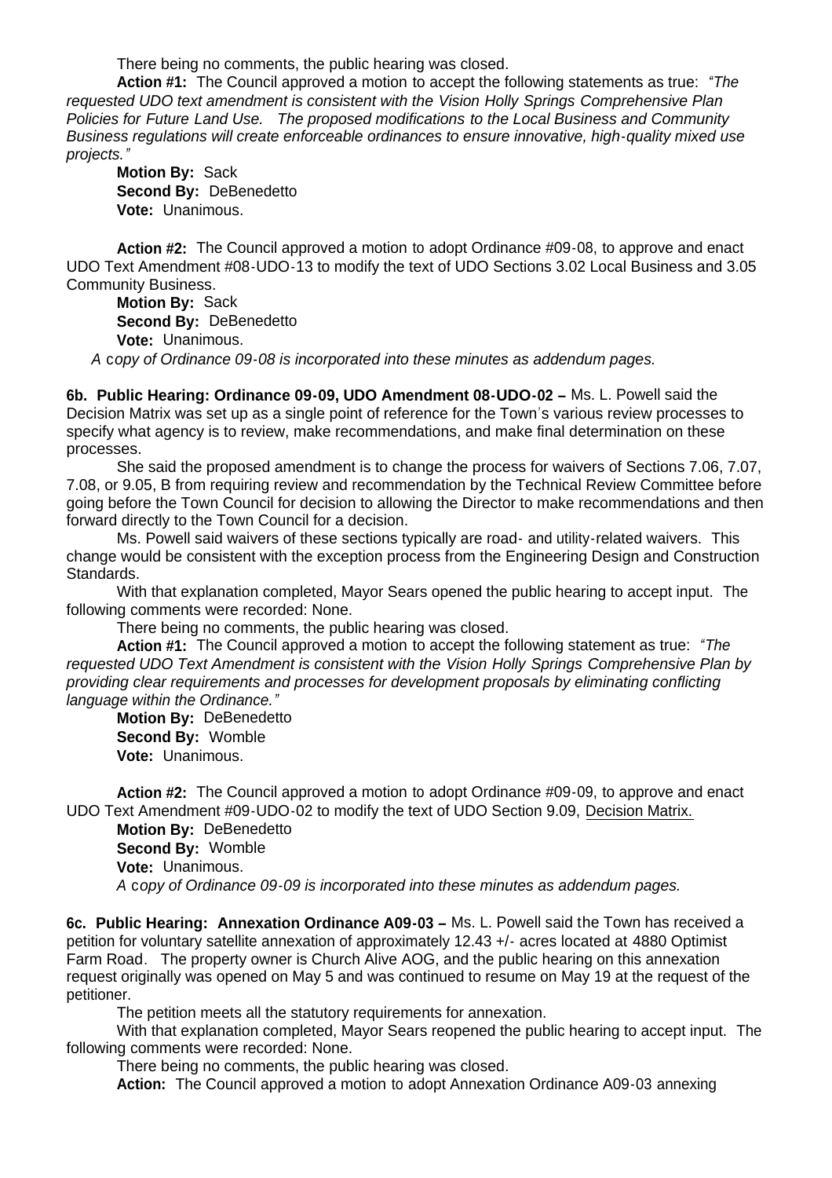There being no comments, the public hearing was closed.

**Action #1:** The Council approved a motion to accept the following statements as true: *"The requested UDO text amendment is consistent with the Vision Holly Springs Comprehensive Plan Policies for Future Land Use. The proposed modifications to the Local Business and Community Business regulations will create enforceable ordinances to ensure innovative, high-quality mixed use projects."*

**Motion By:** Sack
**Second By:** DeBenedetto
**Vote:** Unanimous.

**Action #2:** The Council approved a motion to adopt Ordinance #09-08, to approve and enact UDO Text Amendment #08-UDO-13 to modify the text of UDO Sections 3.02 Local Business and 3.05 Community Business.

**Motion By:** Sack
**Second By:** DeBenedetto
**Vote:** Unanimous.

*A copy of Ordinance 09-08 is incorporated into these minutes as addendum pages.*

**6b. Public Hearing: Ordinance 09-09, UDO Amendment 08-UDO-02 –** Ms. L. Powell said the Decision Matrix was set up as a single point of reference for the Town's various review processes to specify what agency is to review, make recommendations, and make final determination on these processes.

She said the proposed amendment is to change the process for waivers of Sections 7.06, 7.07, 7.08, or 9.05, B from requiring review and recommendation by the Technical Review Committee before going before the Town Council for decision to allowing the Director to make recommendations and then forward directly to the Town Council for a decision.

Ms. Powell said waivers of these sections typically are road- and utility-related waivers. This change would be consistent with the exception process from the Engineering Design and Construction Standards.

With that explanation completed, Mayor Sears opened the public hearing to accept input. The following comments were recorded: None.

There being no comments, the public hearing was closed.

**Action #1:** The Council approved a motion to accept the following statement as true: *"The requested UDO Text Amendment is consistent with the Vision Holly Springs Comprehensive Plan by providing clear requirements and processes for development proposals by eliminating conflicting language within the Ordinance."*

**Motion By:** DeBenedetto
**Second By:** Womble
**Vote:** Unanimous.

**Action #2:** The Council approved a motion to adopt Ordinance #09-09, to approve and enact UDO Text Amendment #09-UDO-02 to modify the text of UDO Section 9.09, Decision Matrix.

**Motion By:** DeBenedetto
**Second By:** Womble
**Vote:** Unanimous.

*A copy of Ordinance 09-09 is incorporated into these minutes as addendum pages.*

**6c. Public Hearing: Annexation Ordinance A09-03 –** Ms. L. Powell said the Town has received a petition for voluntary satellite annexation of approximately 12.43 +/- acres located at 4880 Optimist Farm Road. The property owner is Church Alive AOG, and the public hearing on this annexation request originally was opened on May 5 and was continued to resume on May 19 at the request of the petitioner.

The petition meets all the statutory requirements for annexation.

With that explanation completed, Mayor Sears reopened the public hearing to accept input. The following comments were recorded: None.

There being no comments, the public hearing was closed.

**Action:** The Council approved a motion to adopt Annexation Ordinance A09-03 annexing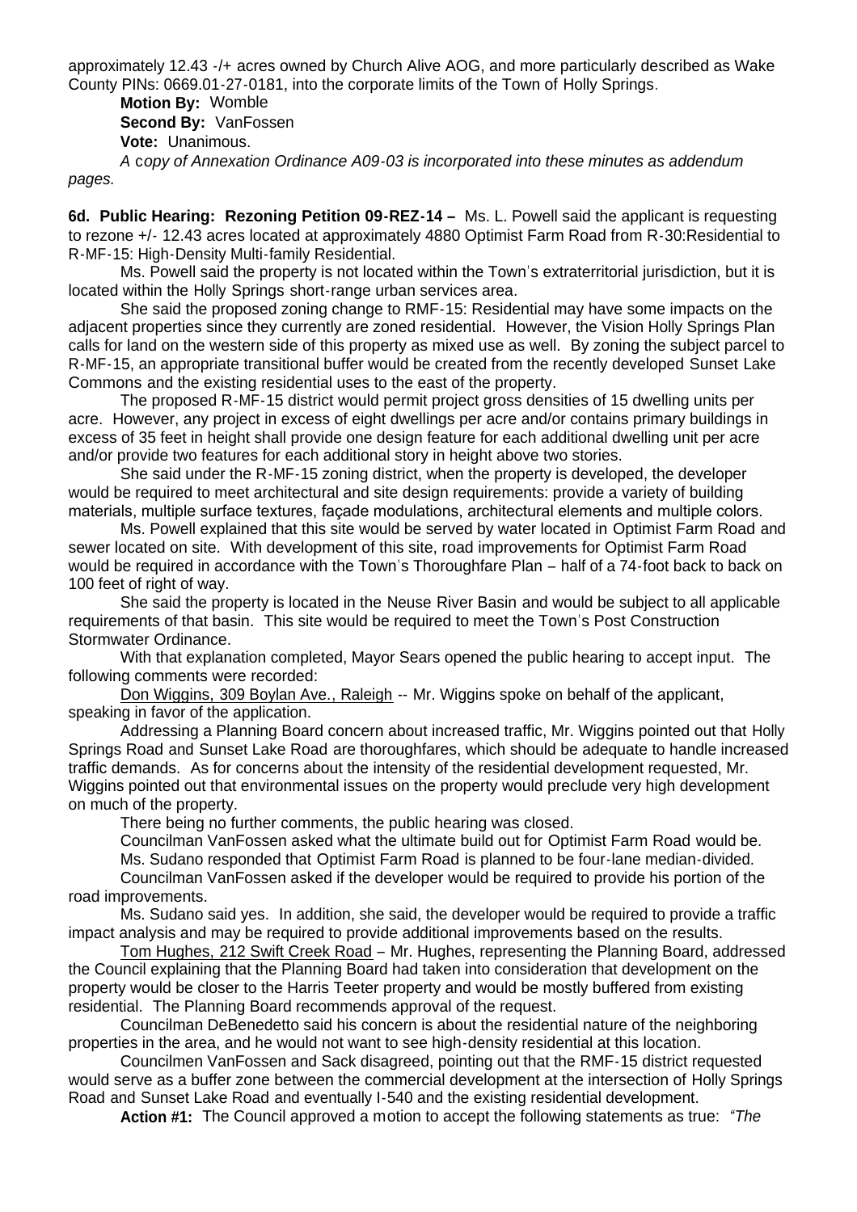approximately 12.43 -/+ acres owned by Church Alive AOG, and more particularly described as Wake County PINs: 0669.01-27-0181, into the corporate limits of the Town of Holly Springs.

**Motion By:** Womble
**Second By:** VanFossen
**Vote:** Unanimous.

*A copy of Annexation Ordinance A09-03 is incorporated into these minutes as addendum pages.*

**6d. Public Hearing: Rezoning Petition 09-REZ-14 –** Ms. L. Powell said the applicant is requesting to rezone +/- 12.43 acres located at approximately 4880 Optimist Farm Road from R-30:Residential to R-MF-15: High-Density Multi-family Residential.

Ms. Powell said the property is not located within the Town's extraterritorial jurisdiction, but it is located within the Holly Springs short-range urban services area.

She said the proposed zoning change to RMF-15: Residential may have some impacts on the adjacent properties since they currently are zoned residential. However, the Vision Holly Springs Plan calls for land on the western side of this property as mixed use as well. By zoning the subject parcel to R-MF-15, an appropriate transitional buffer would be created from the recently developed Sunset Lake Commons and the existing residential uses to the east of the property.

The proposed R-MF-15 district would permit project gross densities of 15 dwelling units per acre. However, any project in excess of eight dwellings per acre and/or contains primary buildings in excess of 35 feet in height shall provide one design feature for each additional dwelling unit per acre and/or provide two features for each additional story in height above two stories.

She said under the R-MF-15 zoning district, when the property is developed, the developer would be required to meet architectural and site design requirements: provide a variety of building materials, multiple surface textures, façade modulations, architectural elements and multiple colors.

Ms. Powell explained that this site would be served by water located in Optimist Farm Road and sewer located on site. With development of this site, road improvements for Optimist Farm Road would be required in accordance with the Town's Thoroughfare Plan – half of a 74-foot back to back on 100 feet of right of way.

She said the property is located in the Neuse River Basin and would be subject to all applicable requirements of that basin. This site would be required to meet the Town's Post Construction Stormwater Ordinance.

With that explanation completed, Mayor Sears opened the public hearing to accept input. The following comments were recorded:

Don Wiggins, 309 Boylan Ave., Raleigh -- Mr. Wiggins spoke on behalf of the applicant, speaking in favor of the application.

Addressing a Planning Board concern about increased traffic, Mr. Wiggins pointed out that Holly Springs Road and Sunset Lake Road are thoroughfares, which should be adequate to handle increased traffic demands. As for concerns about the intensity of the residential development requested, Mr. Wiggins pointed out that environmental issues on the property would preclude very high development on much of the property.

There being no further comments, the public hearing was closed.

Councilman VanFossen asked what the ultimate build out for Optimist Farm Road would be.

Ms. Sudano responded that Optimist Farm Road is planned to be four-lane median-divided.

Councilman VanFossen asked if the developer would be required to provide his portion of the road improvements.

Ms. Sudano said yes. In addition, she said, the developer would be required to provide a traffic impact analysis and may be required to provide additional improvements based on the results.

Tom Hughes, 212 Swift Creek Road – Mr. Hughes, representing the Planning Board, addressed the Council explaining that the Planning Board had taken into consideration that development on the property would be closer to the Harris Teeter property and would be mostly buffered from existing residential. The Planning Board recommends approval of the request.

Councilman DeBenedetto said his concern is about the residential nature of the neighboring properties in the area, and he would not want to see high-density residential at this location.

Councilmen VanFossen and Sack disagreed, pointing out that the RMF-15 district requested would serve as a buffer zone between the commercial development at the intersection of Holly Springs Road and Sunset Lake Road and eventually I-540 and the existing residential development.

**Action #1:** The Council approved a motion to accept the following statements as true: *"The*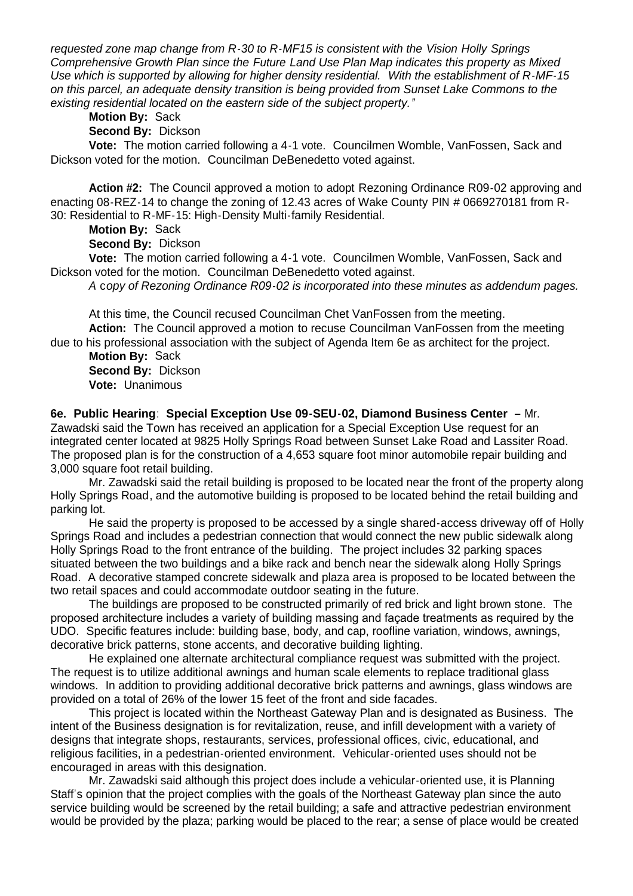*requested zone map change from R-30 to R-MF15 is consistent with the Vision Holly Springs Comprehensive Growth Plan since the Future Land Use Plan Map indicates this property as Mixed Use which is supported by allowing for higher density residential. With the establishment of R-MF-15 on this parcel, an adequate density transition is being provided from Sunset Lake Commons to the existing residential located on the eastern side of the subject property."*

**Motion By:** Sack

**Second By:** Dickson

**Vote:** The motion carried following a 4-1 vote. Councilmen Womble, VanFossen, Sack and Dickson voted for the motion. Councilman DeBenedetto voted against.

**Action #2:** The Council approved a motion to adopt Rezoning Ordinance R09-02 approving and enacting 08-REZ-14 to change the zoning of 12.43 acres of Wake County PIN # 0669270181 from R-30: Residential to R-MF-15: High-Density Multi-family Residential.

**Motion By:** Sack

**Second By:** Dickson

**Vote:** The motion carried following a 4-1 vote. Councilmen Womble, VanFossen, Sack and Dickson voted for the motion. Councilman DeBenedetto voted against.

*A copy of Rezoning Ordinance R09-02 is incorporated into these minutes as addendum pages.*

At this time, the Council recused Councilman Chet VanFossen from the meeting.

**Action:** The Council approved a motion to recuse Councilman VanFossen from the meeting due to his professional association with the subject of Agenda Item 6e as architect for the project.

**Motion By:** Sack

**Second By:** Dickson

**Vote:** Unanimous

**6e. Public Hearing**: **Special Exception Use 09-SEU-02, Diamond Business Center –** Mr. Zawadski said the Town has received an application for a Special Exception Use request for an integrated center located at 9825 Holly Springs Road between Sunset Lake Road and Lassiter Road. The proposed plan is for the construction of a 4,653 square foot minor automobile repair building and 3,000 square foot retail building.

Mr. Zawadski said the retail building is proposed to be located near the front of the property along Holly Springs Road, and the automotive building is proposed to be located behind the retail building and parking lot.

He said the property is proposed to be accessed by a single shared-access driveway off of Holly Springs Road and includes a pedestrian connection that would connect the new public sidewalk along Holly Springs Road to the front entrance of the building. The project includes 32 parking spaces situated between the two buildings and a bike rack and bench near the sidewalk along Holly Springs Road. A decorative stamped concrete sidewalk and plaza area is proposed to be located between the two retail spaces and could accommodate outdoor seating in the future.

The buildings are proposed to be constructed primarily of red brick and light brown stone. The proposed architecture includes a variety of building massing and façade treatments as required by the UDO. Specific features include: building base, body, and cap, roofline variation, windows, awnings, decorative brick patterns, stone accents, and decorative building lighting.

He explained one alternate architectural compliance request was submitted with the project. The request is to utilize additional awnings and human scale elements to replace traditional glass windows. In addition to providing additional decorative brick patterns and awnings, glass windows are provided on a total of 26% of the lower 15 feet of the front and side facades.

This project is located within the Northeast Gateway Plan and is designated as Business. The intent of the Business designation is for revitalization, reuse, and infill development with a variety of designs that integrate shops, restaurants, services, professional offices, civic, educational, and religious facilities, in a pedestrian-oriented environment. Vehicular-oriented uses should not be encouraged in areas with this designation.

Mr. Zawadski said although this project does include a vehicular-oriented use, it is Planning Staff's opinion that the project complies with the goals of the Northeast Gateway plan since the auto service building would be screened by the retail building; a safe and attractive pedestrian environment would be provided by the plaza; parking would be placed to the rear; a sense of place would be created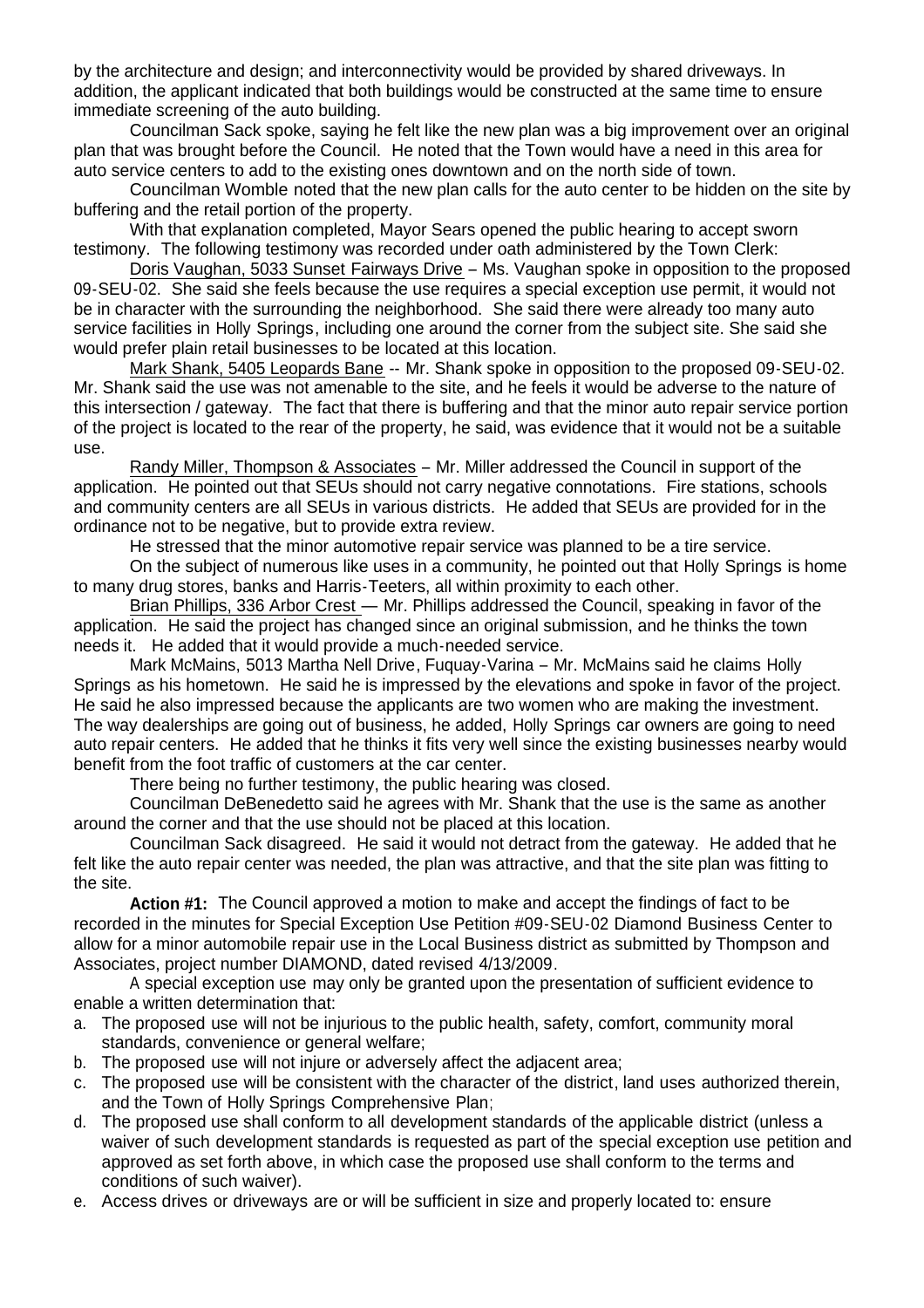by the architecture and design; and interconnectivity would be provided by shared driveways. In addition, the applicant indicated that both buildings would be constructed at the same time to ensure immediate screening of the auto building.

Councilman Sack spoke, saying he felt like the new plan was a big improvement over an original plan that was brought before the Council. He noted that the Town would have a need in this area for auto service centers to add to the existing ones downtown and on the north side of town.

Councilman Womble noted that the new plan calls for the auto center to be hidden on the site by buffering and the retail portion of the property.

With that explanation completed, Mayor Sears opened the public hearing to accept sworn testimony. The following testimony was recorded under oath administered by the Town Clerk:

Doris Vaughan, 5033 Sunset Fairways Drive – Ms. Vaughan spoke in opposition to the proposed 09-SEU-02. She said she feels because the use requires a special exception use permit, it would not be in character with the surrounding the neighborhood. She said there were already too many auto service facilities in Holly Springs, including one around the corner from the subject site. She said she would prefer plain retail businesses to be located at this location.

Mark Shank, 5405 Leopards Bane -- Mr. Shank spoke in opposition to the proposed 09-SEU-02. Mr. Shank said the use was not amenable to the site, and he feels it would be adverse to the nature of this intersection / gateway. The fact that there is buffering and that the minor auto repair service portion of the project is located to the rear of the property, he said, was evidence that it would not be a suitable use.

Randy Miller, Thompson & Associates – Mr. Miller addressed the Council in support of the application. He pointed out that SEUs should not carry negative connotations. Fire stations, schools and community centers are all SEUs in various districts. He added that SEUs are provided for in the ordinance not to be negative, but to provide extra review.

He stressed that the minor automotive repair service was planned to be a tire service.

On the subject of numerous like uses in a community, he pointed out that Holly Springs is home to many drug stores, banks and Harris-Teeters, all within proximity to each other.

Brian Phillips, 336 Arbor Crest — Mr. Phillips addressed the Council, speaking in favor of the application. He said the project has changed since an original submission, and he thinks the town needs it. He added that it would provide a much-needed service.

Mark McMains, 5013 Martha Nell Drive, Fuquay-Varina – Mr. McMains said he claims Holly Springs as his hometown. He said he is impressed by the elevations and spoke in favor of the project. He said he also impressed because the applicants are two women who are making the investment. The way dealerships are going out of business, he added, Holly Springs car owners are going to need auto repair centers. He added that he thinks it fits very well since the existing businesses nearby would benefit from the foot traffic of customers at the car center.

There being no further testimony, the public hearing was closed.

Councilman DeBenedetto said he agrees with Mr. Shank that the use is the same as another around the corner and that the use should not be placed at this location.

Councilman Sack disagreed. He said it would not detract from the gateway. He added that he felt like the auto repair center was needed, the plan was attractive, and that the site plan was fitting to the site.

**Action #1:** The Council approved a motion to make and accept the findings of fact to be recorded in the minutes for Special Exception Use Petition #09-SEU-02 Diamond Business Center to allow for a minor automobile repair use in the Local Business district as submitted by Thompson and Associates, project number DIAMOND, dated revised 4/13/2009.

A special exception use may only be granted upon the presentation of sufficient evidence to enable a written determination that:

a. The proposed use will not be injurious to the public health, safety, comfort, community moral standards, convenience or general welfare;
b. The proposed use will not injure or adversely affect the adjacent area;
c. The proposed use will be consistent with the character of the district, land uses authorized therein, and the Town of Holly Springs Comprehensive Plan;
d. The proposed use shall conform to all development standards of the applicable district (unless a waiver of such development standards is requested as part of the special exception use petition and approved as set forth above, in which case the proposed use shall conform to the terms and conditions of such waiver).
e. Access drives or driveways are or will be sufficient in size and properly located to: ensure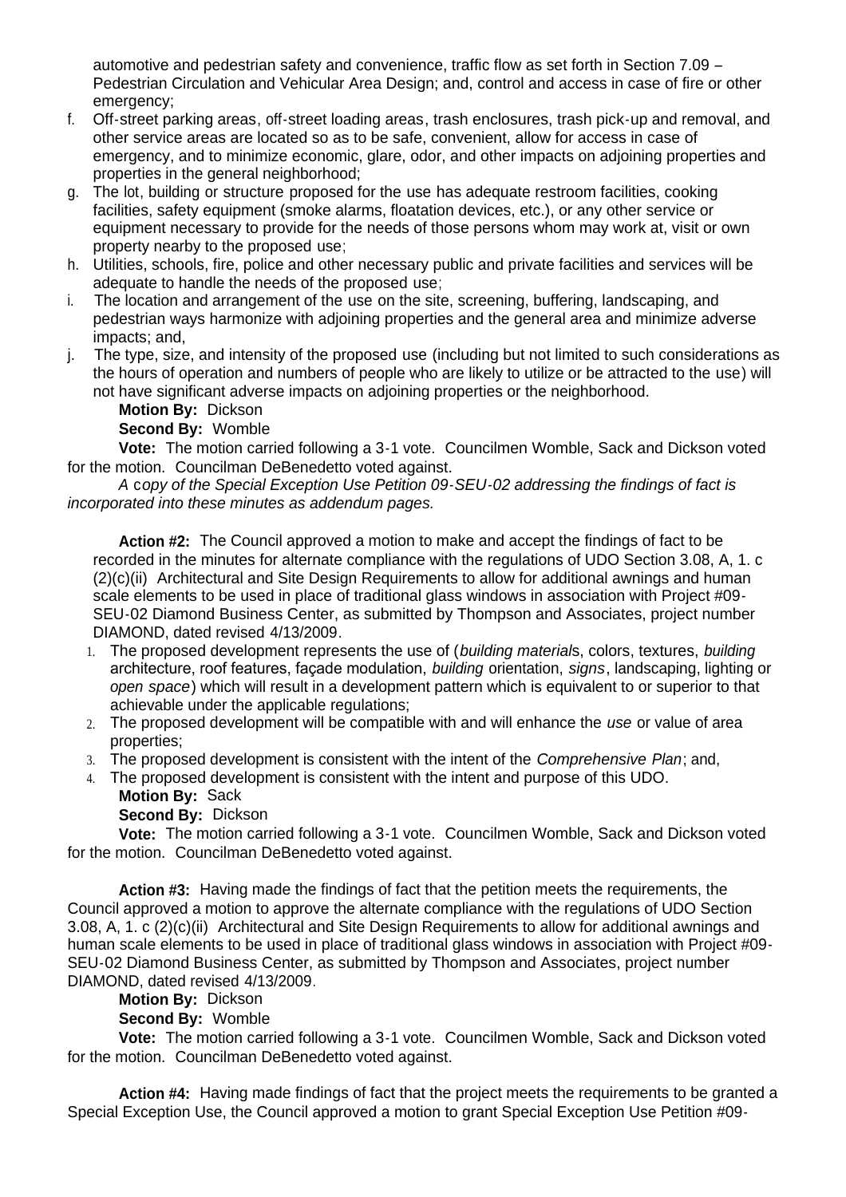automotive and pedestrian safety and convenience, traffic flow as set forth in Section 7.09 – Pedestrian Circulation and Vehicular Area Design; and, control and access in case of fire or other emergency;

f. Off-street parking areas, off-street loading areas, trash enclosures, trash pick-up and removal, and other service areas are located so as to be safe, convenient, allow for access in case of emergency, and to minimize economic, glare, odor, and other impacts on adjoining properties and properties in the general neighborhood;
g. The lot, building or structure proposed for the use has adequate restroom facilities, cooking facilities, safety equipment (smoke alarms, floatation devices, etc.), or any other service or equipment necessary to provide for the needs of those persons whom may work at, visit or own property nearby to the proposed use;
h. Utilities, schools, fire, police and other necessary public and private facilities and services will be adequate to handle the needs of the proposed use;
i. The location and arrangement of the use on the site, screening, buffering, landscaping, and pedestrian ways harmonize with adjoining properties and the general area and minimize adverse impacts; and,
j. The type, size, and intensity of the proposed use (including but not limited to such considerations as the hours of operation and numbers of people who are likely to utilize or be attracted to the use) will not have significant adverse impacts on adjoining properties or the neighborhood.

**Motion By:** Dickson
**Second By:** Womble
**Vote:** The motion carried following a 3-1 vote. Councilmen Womble, Sack and Dickson voted for the motion. Councilman DeBenedetto voted against.

*A copy of the Special Exception Use Petition 09-SEU-02 addressing the findings of fact is incorporated into these minutes as addendum pages.*

**Action #2:** The Council approved a motion to make and accept the findings of fact to be recorded in the minutes for alternate compliance with the regulations of UDO Section 3.08, A, 1. c (2)(c)(ii) Architectural and Site Design Requirements to allow for additional awnings and human scale elements to be used in place of traditional glass windows in association with Project #09-SEU-02 Diamond Business Center, as submitted by Thompson and Associates, project number DIAMOND, dated revised 4/13/2009.

1. The proposed development represents the use of (*building material*s, colors, textures, *building* architecture, roof features, façade modulation, *building* orientation, *signs*, landscaping, lighting or *open space*) which will result in a development pattern which is equivalent to or superior to that achievable under the applicable regulations;
2. The proposed development will be compatible with and will enhance the *use* or value of area properties;
3. The proposed development is consistent with the intent of the *Comprehensive Plan*; and,
4. The proposed development is consistent with the intent and purpose of this UDO.

**Motion By:** Sack
**Second By:** Dickson
**Vote:** The motion carried following a 3-1 vote. Councilmen Womble, Sack and Dickson voted for the motion. Councilman DeBenedetto voted against.

**Action #3:** Having made the findings of fact that the petition meets the requirements, the Council approved a motion to approve the alternate compliance with the regulations of UDO Section 3.08, A, 1. c (2)(c)(ii) Architectural and Site Design Requirements to allow for additional awnings and human scale elements to be used in place of traditional glass windows in association with Project #09-SEU-02 Diamond Business Center, as submitted by Thompson and Associates, project number DIAMOND, dated revised 4/13/2009.

**Motion By:** Dickson
**Second By:** Womble
**Vote:** The motion carried following a 3-1 vote. Councilmen Womble, Sack and Dickson voted for the motion. Councilman DeBenedetto voted against.

**Action #4:** Having made findings of fact that the project meets the requirements to be granted a Special Exception Use, the Council approved a motion to grant Special Exception Use Petition #09-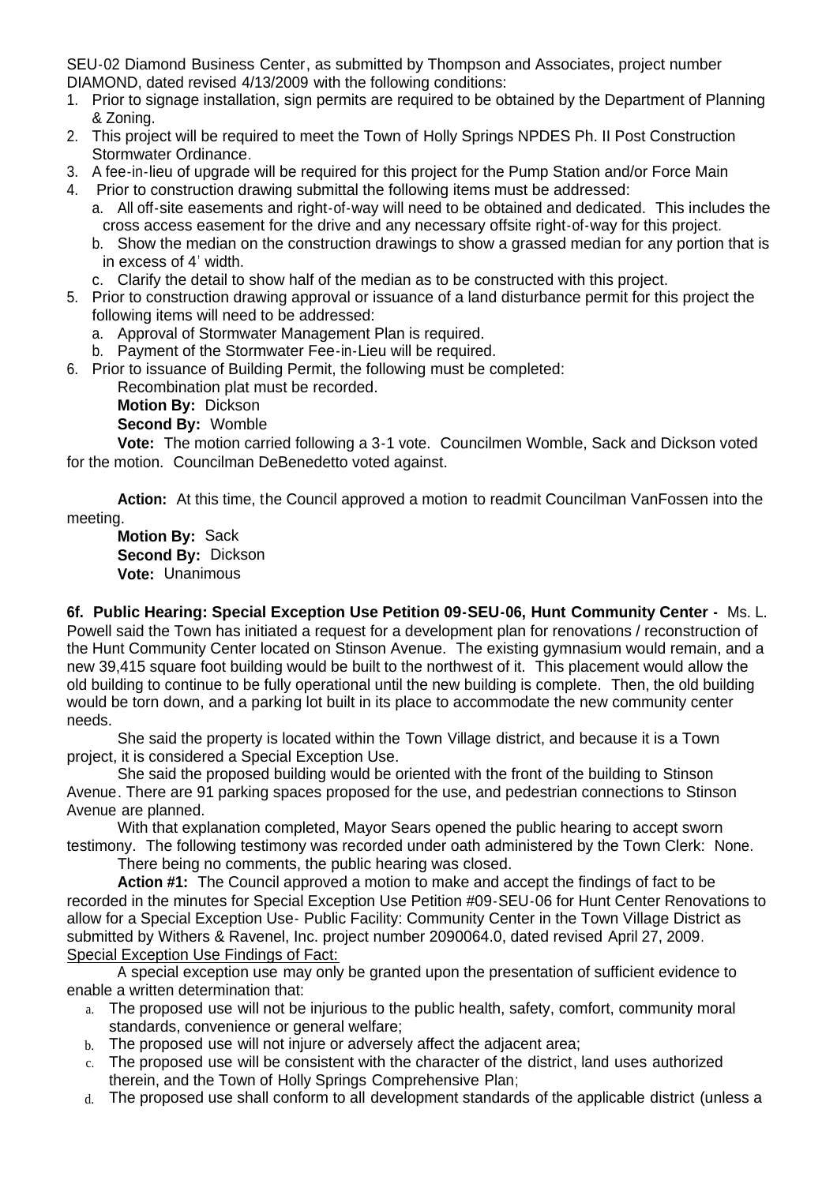SEU-02 Diamond Business Center, as submitted by Thompson and Associates, project number DIAMOND, dated revised 4/13/2009 with the following conditions:

1. Prior to signage installation, sign permits are required to be obtained by the Department of Planning & Zoning.
2. This project will be required to meet the Town of Holly Springs NPDES Ph. II Post Construction Stormwater Ordinance.
3. A fee-in-lieu of upgrade will be required for this project for the Pump Station and/or Force Main
4. Prior to construction drawing submittal the following items must be addressed:
   a. All off-site easements and right-of-way will need to be obtained and dedicated. This includes the cross access easement for the drive and any necessary offsite right-of-way for this project.
   b. Show the median on the construction drawings to show a grassed median for any portion that is in excess of 4' width.
   c. Clarify the detail to show half of the median as to be constructed with this project.
5. Prior to construction drawing approval or issuance of a land disturbance permit for this project the following items will need to be addressed:
   a. Approval of Stormwater Management Plan is required.
   b. Payment of the Stormwater Fee-in-Lieu will be required.
6. Prior to issuance of Building Permit, the following must be completed:

   Recombination plat must be recorded.

   **Motion By:** Dickson

   **Second By:** Womble

   **Vote:** The motion carried following a 3-1 vote. Councilmen Womble, Sack and Dickson voted for the motion. Councilman DeBenedetto voted against.

**Action:** At this time, the Council approved a motion to readmit Councilman VanFossen into the meeting.

**Motion By:** Sack
**Second By:** Dickson
**Vote:** Unanimous

**6f. Public Hearing: Special Exception Use Petition 09-SEU-06, Hunt Community Center -** Ms. L. Powell said the Town has initiated a request for a development plan for renovations / reconstruction of the Hunt Community Center located on Stinson Avenue. The existing gymnasium would remain, and a new 39,415 square foot building would be built to the northwest of it. This placement would allow the old building to continue to be fully operational until the new building is complete. Then, the old building would be torn down, and a parking lot built in its place to accommodate the new community center needs.

She said the property is located within the Town Village district, and because it is a Town project, it is considered a Special Exception Use.

She said the proposed building would be oriented with the front of the building to Stinson Avenue. There are 91 parking spaces proposed for the use, and pedestrian connections to Stinson Avenue are planned.

With that explanation completed, Mayor Sears opened the public hearing to accept sworn testimony. The following testimony was recorded under oath administered by the Town Clerk: None.

There being no comments, the public hearing was closed.

**Action #1:** The Council approved a motion to make and accept the findings of fact to be recorded in the minutes for Special Exception Use Petition #09-SEU-06 for Hunt Center Renovations to allow for a Special Exception Use- Public Facility: Community Center in the Town Village District as submitted by Withers & Ravenel, Inc. project number 2090064.0, dated revised April 27, 2009.

<u>Special Exception Use Findings of Fact:</u>

A special exception use may only be granted upon the presentation of sufficient evidence to enable a written determination that:

a. The proposed use will not be injurious to the public health, safety, comfort, community moral standards, convenience or general welfare;
b. The proposed use will not injure or adversely affect the adjacent area;
c. The proposed use will be consistent with the character of the district, land uses authorized therein, and the Town of Holly Springs Comprehensive Plan;
d. The proposed use shall conform to all development standards of the applicable district (unless a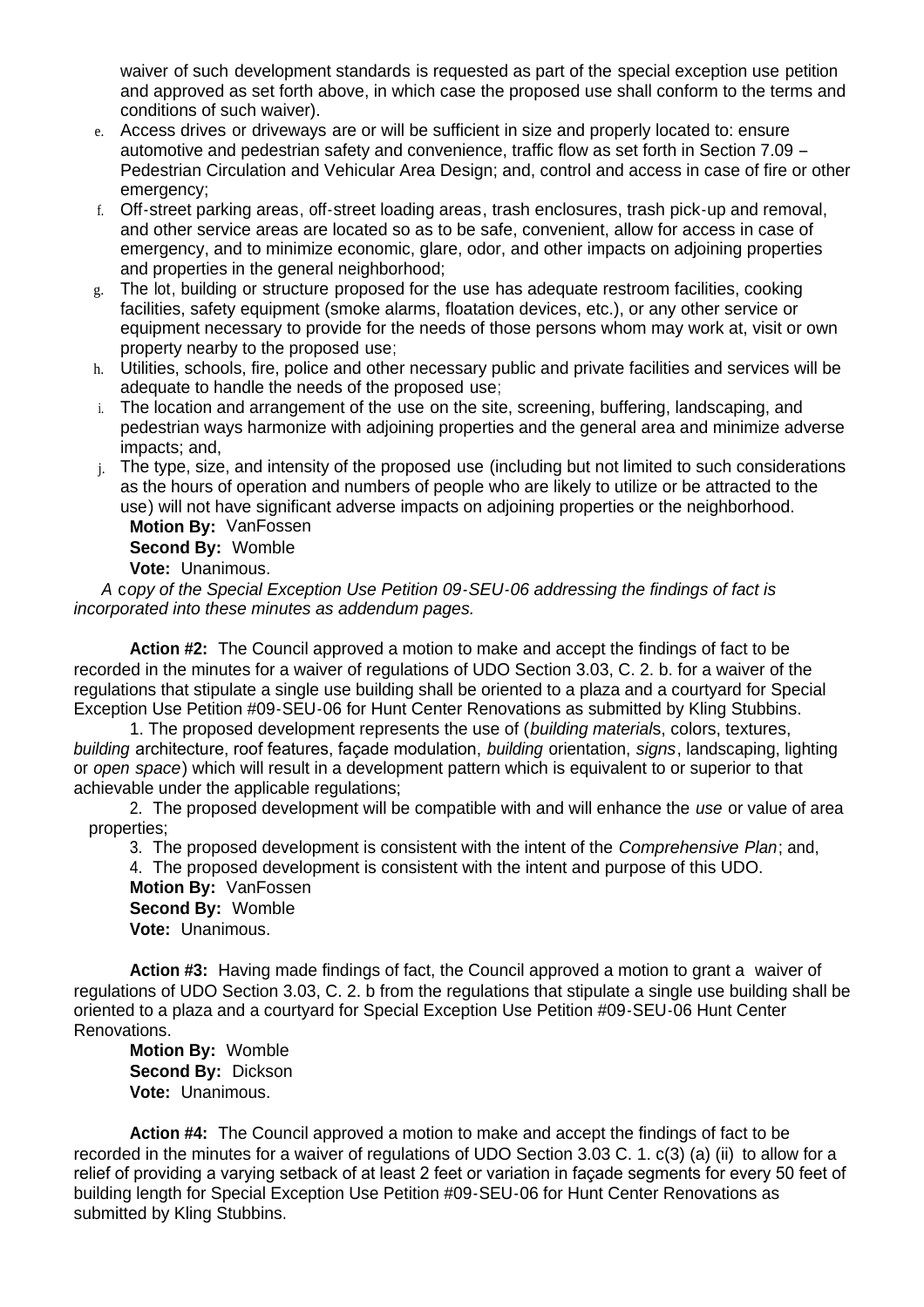waiver of such development standards is requested as part of the special exception use petition and approved as set forth above, in which case the proposed use shall conform to the terms and conditions of such waiver).

e. Access drives or driveways are or will be sufficient in size and properly located to: ensure automotive and pedestrian safety and convenience, traffic flow as set forth in Section 7.09 – Pedestrian Circulation and Vehicular Area Design; and, control and access in case of fire or other emergency;

f. Off-street parking areas, off-street loading areas, trash enclosures, trash pick-up and removal, and other service areas are located so as to be safe, convenient, allow for access in case of emergency, and to minimize economic, glare, odor, and other impacts on adjoining properties and properties in the general neighborhood;

g. The lot, building or structure proposed for the use has adequate restroom facilities, cooking facilities, safety equipment (smoke alarms, floatation devices, etc.), or any other service or equipment necessary to provide for the needs of those persons whom may work at, visit or own property nearby to the proposed use;

h. Utilities, schools, fire, police and other necessary public and private facilities and services will be adequate to handle the needs of the proposed use;

i. The location and arrangement of the use on the site, screening, buffering, landscaping, and pedestrian ways harmonize with adjoining properties and the general area and minimize adverse impacts; and,

j. The type, size, and intensity of the proposed use (including but not limited to such considerations as the hours of operation and numbers of people who are likely to utilize or be attracted to the use) will not have significant adverse impacts on adjoining properties or the neighborhood.

**Motion By:** VanFossen
**Second By:** Womble
**Vote:** Unanimous.

*A copy of the Special Exception Use Petition 09-SEU-06 addressing the findings of fact is incorporated into these minutes as addendum pages.*

**Action #2:** The Council approved a motion to make and accept the findings of fact to be recorded in the minutes for a waiver of regulations of UDO Section 3.03, C. 2. b. for a waiver of the regulations that stipulate a single use building shall be oriented to a plaza and a courtyard for Special Exception Use Petition #09-SEU-06 for Hunt Center Renovations as submitted by Kling Stubbins.

1. The proposed development represents the use of (*building material*s, colors, textures, *building* architecture, roof features, façade modulation, *building* orientation, *signs*, landscaping, lighting or *open space*) which will result in a development pattern which is equivalent to or superior to that achievable under the applicable regulations;

2. The proposed development will be compatible with and will enhance the *use* or value of area properties;

3. The proposed development is consistent with the intent of the *Comprehensive Plan*; and,

4. The proposed development is consistent with the intent and purpose of this UDO.

**Motion By:** VanFossen
**Second By:** Womble
**Vote:** Unanimous.

**Action #3:** Having made findings of fact, the Council approved a motion to grant a waiver of regulations of UDO Section 3.03, C. 2. b from the regulations that stipulate a single use building shall be oriented to a plaza and a courtyard for Special Exception Use Petition #09-SEU-06 Hunt Center Renovations.

**Motion By:** Womble
**Second By:** Dickson
**Vote:** Unanimous.

**Action #4:** The Council approved a motion to make and accept the findings of fact to be recorded in the minutes for a waiver of regulations of UDO Section 3.03 C. 1. c(3) (a) (ii) to allow for a relief of providing a varying setback of at least 2 feet or variation in façade segments for every 50 feet of building length for Special Exception Use Petition #09-SEU-06 for Hunt Center Renovations as submitted by Kling Stubbins.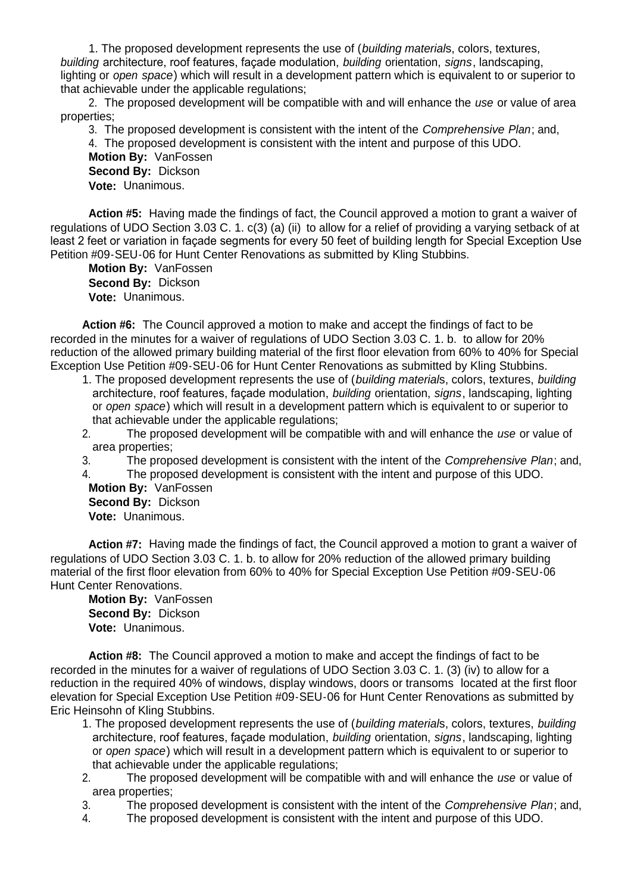1. The proposed development represents the use of (*building materials*, colors, textures, *building* architecture, roof features, façade modulation, *building* orientation, *signs*, landscaping, lighting or *open space*) which will result in a development pattern which is equivalent to or superior to that achievable under the applicable regulations;
2. The proposed development will be compatible with and will enhance the *use* or value of area properties;
3. The proposed development is consistent with the intent of the *Comprehensive Plan*; and,
4. The proposed development is consistent with the intent and purpose of this UDO.

**Motion By:** VanFossen
**Second By:** Dickson
**Vote:** Unanimous.

**Action #5:** Having made the findings of fact, the Council approved a motion to grant a waiver of regulations of UDO Section 3.03 C. 1. c(3) (a) (ii) to allow for a relief of providing a varying setback of at least 2 feet or variation in façade segments for every 50 feet of building length for Special Exception Use Petition #09-SEU-06 for Hunt Center Renovations as submitted by Kling Stubbins.

**Motion By:** VanFossen
**Second By:** Dickson
**Vote:** Unanimous.

**Action #6:** The Council approved a motion to make and accept the findings of fact to be recorded in the minutes for a waiver of regulations of UDO Section 3.03 C. 1. b. to allow for 20% reduction of the allowed primary building material of the first floor elevation from 60% to 40% for Special Exception Use Petition #09-SEU-06 for Hunt Center Renovations as submitted by Kling Stubbins.

1. The proposed development represents the use of (*building materials*, colors, textures, *building* architecture, roof features, façade modulation, *building* orientation, *signs*, landscaping, lighting or *open space*) which will result in a development pattern which is equivalent to or superior to that achievable under the applicable regulations;
2. The proposed development will be compatible with and will enhance the *use* or value of area properties;
3. The proposed development is consistent with the intent of the *Comprehensive Plan*; and,
4. The proposed development is consistent with the intent and purpose of this UDO.

**Motion By:** VanFossen
**Second By:** Dickson
**Vote:** Unanimous.

**Action #7:** Having made the findings of fact, the Council approved a motion to grant a waiver of regulations of UDO Section 3.03 C. 1. b. to allow for 20% reduction of the allowed primary building material of the first floor elevation from 60% to 40% for Special Exception Use Petition #09-SEU-06 Hunt Center Renovations.

**Motion By:** VanFossen
**Second By:** Dickson
**Vote:** Unanimous.

**Action #8:** The Council approved a motion to make and accept the findings of fact to be recorded in the minutes for a waiver of regulations of UDO Section 3.03 C. 1. (3) (iv) to allow for a reduction in the required 40% of windows, display windows, doors or transoms located at the first floor elevation for Special Exception Use Petition #09-SEU-06 for Hunt Center Renovations as submitted by Eric Heinsohn of Kling Stubbins.

1. The proposed development represents the use of (*building materials*, colors, textures, *building* architecture, roof features, façade modulation, *building* orientation, *signs*, landscaping, lighting or *open space*) which will result in a development pattern which is equivalent to or superior to that achievable under the applicable regulations;
2. The proposed development will be compatible with and will enhance the *use* or value of area properties;
3. The proposed development is consistent with the intent of the *Comprehensive Plan*; and,
4. The proposed development is consistent with the intent and purpose of this UDO.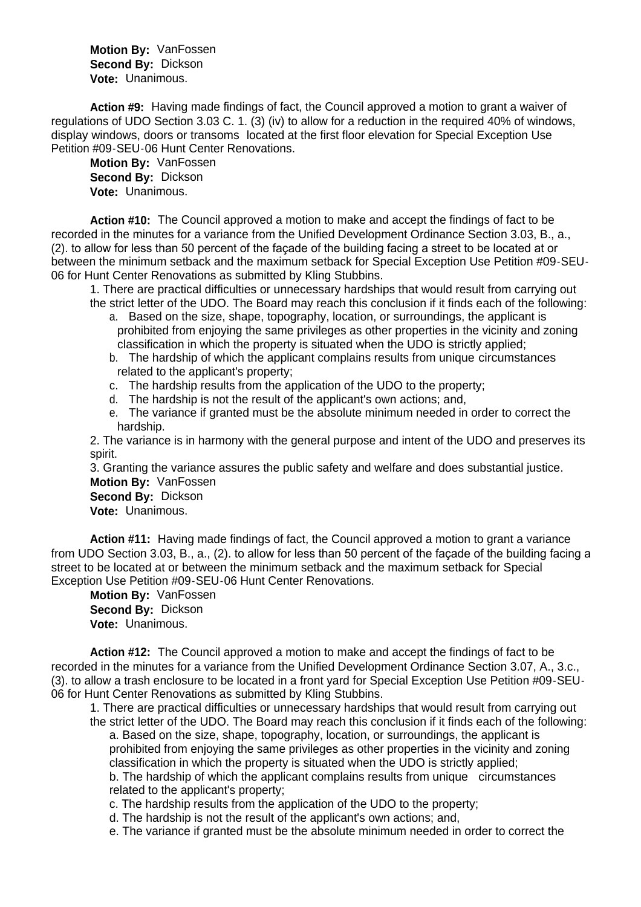**Motion By:** VanFossen
**Second By:** Dickson
**Vote:** Unanimous.

**Action #9:** Having made findings of fact, the Council approved a motion to grant a waiver of regulations of UDO Section 3.03 C. 1. (3) (iv) to allow for a reduction in the required 40% of windows, display windows, doors or transoms located at the first floor elevation for Special Exception Use Petition #09-SEU-06 Hunt Center Renovations.

**Motion By:** VanFossen
**Second By:** Dickson
**Vote:** Unanimous.

**Action #10:** The Council approved a motion to make and accept the findings of fact to be recorded in the minutes for a variance from the Unified Development Ordinance Section 3.03, B., a., (2). to allow for less than 50 percent of the façade of the building facing a street to be located at or between the minimum setback and the maximum setback for Special Exception Use Petition #09-SEU-06 for Hunt Center Renovations as submitted by Kling Stubbins.

1. There are practical difficulties or unnecessary hardships that would result from carrying out the strict letter of the UDO. The Board may reach this conclusion if it finds each of the following:
   a. Based on the size, shape, topography, location, or surroundings, the applicant is prohibited from enjoying the same privileges as other properties in the vicinity and zoning classification in which the property is situated when the UDO is strictly applied;
   b. The hardship of which the applicant complains results from unique circumstances related to the applicant's property;
   c. The hardship results from the application of the UDO to the property;
   d. The hardship is not the result of the applicant's own actions; and,
   e. The variance if granted must be the absolute minimum needed in order to correct the hardship.
2. The variance is in harmony with the general purpose and intent of the UDO and preserves its spirit.
3. Granting the variance assures the public safety and welfare and does substantial justice.

**Motion By:** VanFossen
**Second By:** Dickson
**Vote:** Unanimous.

**Action #11:** Having made findings of fact, the Council approved a motion to grant a variance from UDO Section 3.03, B., a., (2). to allow for less than 50 percent of the façade of the building facing a street to be located at or between the minimum setback and the maximum setback for Special Exception Use Petition #09-SEU-06 Hunt Center Renovations.

**Motion By:** VanFossen
**Second By:** Dickson
**Vote:** Unanimous.

**Action #12:** The Council approved a motion to make and accept the findings of fact to be recorded in the minutes for a variance from the Unified Development Ordinance Section 3.07, A., 3.c., (3). to allow a trash enclosure to be located in a front yard for Special Exception Use Petition #09-SEU-06 for Hunt Center Renovations as submitted by Kling Stubbins.

1. There are practical difficulties or unnecessary hardships that would result from carrying out the strict letter of the UDO. The Board may reach this conclusion if it finds each of the following:
   a. Based on the size, shape, topography, location, or surroundings, the applicant is prohibited from enjoying the same privileges as other properties in the vicinity and zoning classification in which the property is situated when the UDO is strictly applied;
   b. The hardship of which the applicant complains results from unique circumstances related to the applicant's property;
   c. The hardship results from the application of the UDO to the property;
   d. The hardship is not the result of the applicant's own actions; and,
   e. The variance if granted must be the absolute minimum needed in order to correct the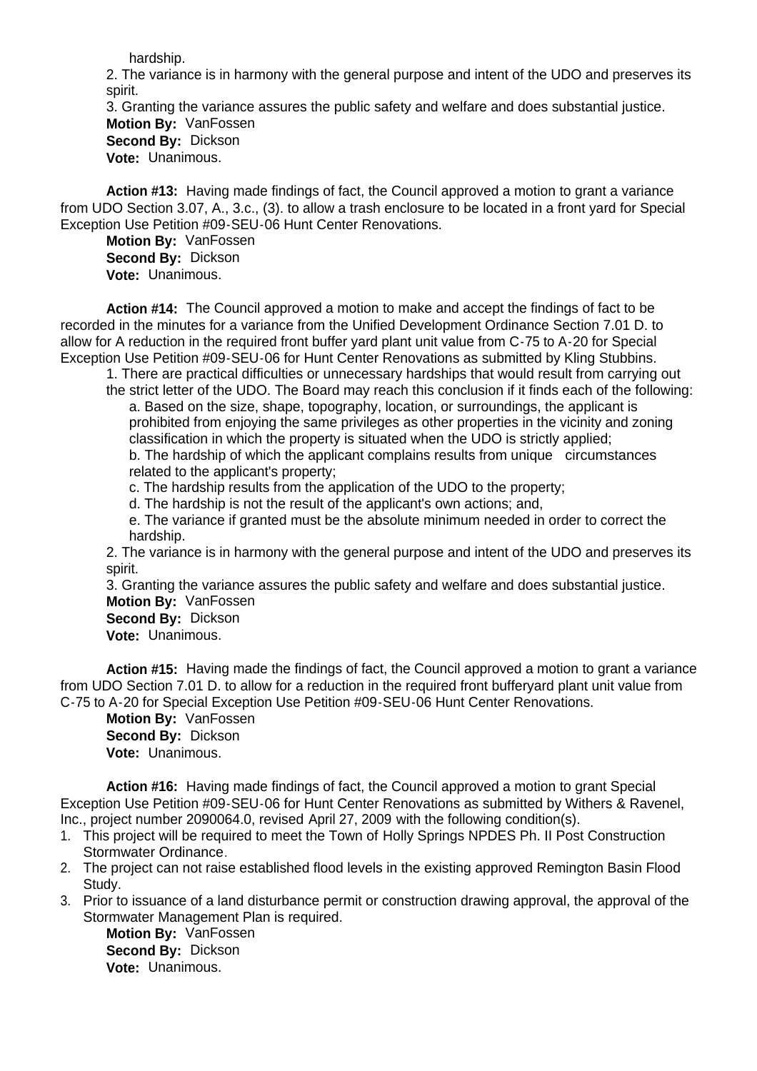hardship.

2. The variance is in harmony with the general purpose and intent of the UDO and preserves its spirit.

3. Granting the variance assures the public safety and welfare and does substantial justice.

**Motion By:** VanFossen
**Second By:** Dickson
**Vote:** Unanimous.

**Action #13:** Having made findings of fact, the Council approved a motion to grant a variance from UDO Section 3.07, A., 3.c., (3). to allow a trash enclosure to be located in a front yard for Special Exception Use Petition #09-SEU-06 Hunt Center Renovations.

**Motion By:** VanFossen
**Second By:** Dickson
**Vote:** Unanimous.

**Action #14:** The Council approved a motion to make and accept the findings of fact to be recorded in the minutes for a variance from the Unified Development Ordinance Section 7.01 D. to allow for A reduction in the required front buffer yard plant unit value from C-75 to A-20 for Special Exception Use Petition #09-SEU-06 for Hunt Center Renovations as submitted by Kling Stubbins.

1. There are practical difficulties or unnecessary hardships that would result from carrying out the strict letter of the UDO. The Board may reach this conclusion if it finds each of the following:
   a. Based on the size, shape, topography, location, or surroundings, the applicant is prohibited from enjoying the same privileges as other properties in the vicinity and zoning classification in which the property is situated when the UDO is strictly applied;
   b. The hardship of which the applicant complains results from unique circumstances related to the applicant's property;
   c. The hardship results from the application of the UDO to the property;
   d. The hardship is not the result of the applicant's own actions; and,
   e. The variance if granted must be the absolute minimum needed in order to correct the hardship.

2. The variance is in harmony with the general purpose and intent of the UDO and preserves its spirit.

3. Granting the variance assures the public safety and welfare and does substantial justice.

**Motion By:** VanFossen
**Second By:** Dickson
**Vote:** Unanimous.

**Action #15:** Having made the findings of fact, the Council approved a motion to grant a variance from UDO Section 7.01 D. to allow for a reduction in the required front bufferyard plant unit value from C-75 to A-20 for Special Exception Use Petition #09-SEU-06 Hunt Center Renovations.

**Motion By:** VanFossen
**Second By:** Dickson
**Vote:** Unanimous.

**Action #16:** Having made findings of fact, the Council approved a motion to grant Special Exception Use Petition #09-SEU-06 for Hunt Center Renovations as submitted by Withers & Ravenel, Inc., project number 2090064.0, revised April 27, 2009 with the following condition(s).

1. This project will be required to meet the Town of Holly Springs NPDES Ph. II Post Construction Stormwater Ordinance.
2. The project can not raise established flood levels in the existing approved Remington Basin Flood Study.
3. Prior to issuance of a land disturbance permit or construction drawing approval, the approval of the Stormwater Management Plan is required.

**Motion By:** VanFossen
**Second By:** Dickson
**Vote:** Unanimous.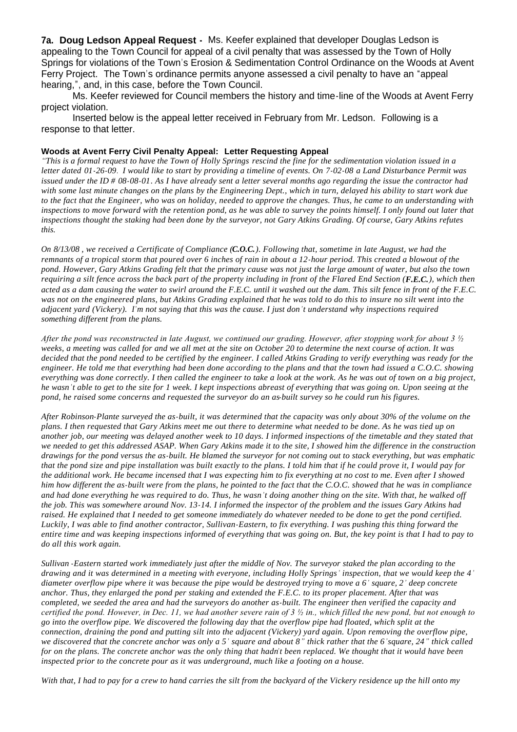**7a. Doug Ledson Appeal Request -** Ms. Keefer explained that developer Douglas Ledson is appealing to the Town Council for appeal of a civil penalty that was assessed by the Town of Holly Springs for violations of the Town's Erosion & Sedimentation Control Ordinance on the Woods at Avent Ferry Project. The Town's ordinance permits anyone assessed a civil penalty to have an "appeal hearing,", and, in this case, before the Town Council.

Ms. Keefer reviewed for Council members the history and time-line of the Woods at Avent Ferry project violation.

Inserted below is the appeal letter received in February from Mr. Ledson. Following is a response to that letter.

**Woods at Avent Ferry Civil Penalty Appeal: Letter Requesting Appeal**

*"This is a formal request to have the Town of Holly Springs rescind the fine for the sedimentation violation issued in a letter dated 01-26-09. I would like to start by providing a timeline of events. On 7-02-08 a Land Disturbance Permit was issued under the ID # 08-08-01. As I have already sent a letter several months ago regarding the issue the contractor had with some last minute changes on the plans by the Engineering Dept., which in turn, delayed his ability to start work due to the fact that the Engineer, who was on holiday, needed to approve the changes. Thus, he came to an understanding with inspections to move forward with the retention pond, as he was able to survey the points himself. I only found out later that inspections thought the staking had been done by the surveyor, not Gary Atkins Grading. Of course, Gary Atkins refutes this.*

*On 8/13/08 , we received a Certificate of Compliance (**C.O.C.**). Following that, sometime in late August, we had the remnants of a tropical storm that poured over 6 inches of rain in about a 12-hour period. This created a blowout of the pond. However, Gary Atkins Grading felt that the primary cause was not just the large amount of water, but also the town requiring a silt fence across the back part of the property including in front of the Flared End Section (**F.E.C.**), which then acted as a dam causing the water to swirl around the F.E.C. until it washed out the dam. This silt fence in front of the F.E.C. was not on the engineered plans, but Atkins Grading explained that he was told to do this to insure no silt went into the adjacent yard (Vickery). I'm not saying that this was the cause. I just don't understand why inspections required something different from the plans.*

*After the pond was reconstructed in late August, we continued our grading. However, after stopping work for about 3 ½ weeks, a meeting was called for and we all met at the site on October 20 to determine the next course of action. It was decided that the pond needed to be certified by the engineer. I called Atkins Grading to verify everything was ready for the engineer. He told me that everything had been done according to the plans and that the town had issued a C.O.C. showing everything was done correctly. I then called the engineer to take a look at the work. As he was out of town on a big project, he wasn't able to get to the site for 1 week. I kept inspections abreast of everything that was going on. Upon seeing at the pond, he raised some concerns and requested the surveyor do an as-built survey so he could run his figures.*

*After Robinson-Plante surveyed the as-built, it was determined that the capacity was only about 30% of the volume on the plans. I then requested that Gary Atkins meet me out there to determine what needed to be done. As he was tied up on another job, our meeting was delayed another week to 10 days. I informed inspections of the timetable and they stated that we needed to get this addressed ASAP. When Gary Atkins made it to the site, I showed him the difference in the construction drawings for the pond versus the as-built. He blamed the surveyor for not coming out to stack everything, but was emphatic that the pond size and pipe installation was built exactly to the plans. I told him that if he could prove it, I would pay for the additional work. He became incensed that I was expecting him to fix everything at no cost to me. Even after I showed him how different the as-built were from the plans, he pointed to the fact that the C.O.C. showed that he was in compliance and had done everything he was required to do. Thus, he wasn't doing another thing on the site. With that, he walked off the job. This was somewhere around Nov. 13-14. I informed the inspector of the problem and the issues Gary Atkins had raised. He explained that I needed to get someone immediately do whatever needed to be done to get the pond certified. Luckily, I was able to find another contractor, Sullivan-Eastern, to fix everything. I was pushing this thing forward the entire time and was keeping inspections informed of everything that was going on. But, the key point is that I had to pay to do all this work again.*

*Sullivan -Eastern started work immediately just after the middle of Nov. The surveyor staked the plan according to the drawing and it was determined in a meeting with everyone, including Holly Springs' inspection, that we would keep the 4' diameter overflow pipe where it was because the pipe would be destroyed trying to move a 6' square, 2' deep concrete anchor. Thus, they enlarged the pond per staking and extended the F.E.C. to its proper placement. After that was completed, we seeded the area and had the surveyors do another as-built. The engineer then verified the capacity and certified the pond. However, in Dec. 11, we had another severe rain of 3 ½ in., which filled the new pond, but not enough to go into the overflow pipe. We discovered the following day that the overflow pipe had floated, which split at the connection, draining the pond and putting silt into the adjacent (Vickery) yard again. Upon removing the overflow pipe, we discovered that the concrete anchor was only a 5' square and about 8" thick rather that the 6'square, 24" thick called for on the plans. The concrete anchor was the only thing that hadn't been replaced. We thought that it would have been inspected prior to the concrete pour as it was underground, much like a footing on a house.*

*With that, I had to pay for a crew to hand carries the silt from the backyard of the Vickery residence up the hill onto my*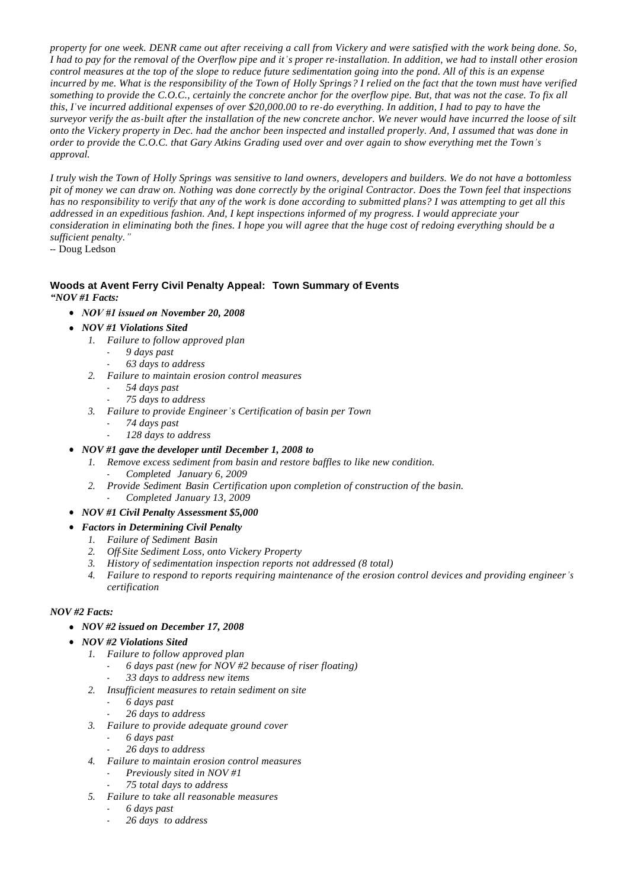*property for one week. DENR came out after receiving a call from Vickery and were satisfied with the work being done. So, I had to pay for the removal of the Overflow pipe and it's proper re-installation. In addition, we had to install other erosion control measures at the top of the slope to reduce future sedimentation going into the pond. All of this is an expense incurred by me. What is the responsibility of the Town of Holly Springs? I relied on the fact that the town must have verified something to provide the C.O.C., certainly the concrete anchor for the overflow pipe. But, that was not the case. To fix all this, I've incurred additional expenses of over $20,000.00 to re-do everything. In addition, I had to pay to have the surveyor verify the as-built after the installation of the new concrete anchor. We never would have incurred the loose of silt onto the Vickery property in Dec. had the anchor been inspected and installed properly. And, I assumed that was done in order to provide the C.O.C. that Gary Atkins Grading used over and over again to show everything met the Town's approval.*

*I truly wish the Town of Holly Springs was sensitive to land owners, developers and builders. We do not have a bottomless pit of money we can draw on. Nothing was done correctly by the original Contractor. Does the Town feel that inspections has no responsibility to verify that any of the work is done according to submitted plans? I was attempting to get all this addressed in an expeditious fashion. And, I kept inspections informed of my progress. I would appreciate your consideration in eliminating both the fines. I hope you will agree that the huge cost of redoing everything should be a sufficient penalty."*

-- Doug Ledson

### Woods at Avent Ferry Civil Penalty Appeal: Town Summary of Events

***"NOV #1 Facts:***

- ***NOV #1 issued on November 20, 2008***
- ***NOV #1 Violations Sited***
  1. *Failure to follow approved plan*
     - *9 days past*
     - *63 days to address*
  2. *Failure to maintain erosion control measures*
     - *54 days past*
     - *75 days to address*
  3. *Failure to provide Engineer's Certification of basin per Town*
     - *74 days past*
     - *128 days to address*
- ***NOV #1 gave the developer until December 1, 2008 to***
  1. *Remove excess sediment from basin and restore baffles to like new condition.*
     - *Completed January 6, 2009*
  2. *Provide Sediment Basin Certification upon completion of construction of the basin.*
     - *Completed January 13, 2009*
- ***NOV #1 Civil Penalty Assessment $5,000***
- ***Factors in Determining Civil Penalty***
  1. *Failure of Sediment Basin*
  2. *Off-Site Sediment Loss, onto Vickery Property*
  3. *History of sedimentation inspection reports not addressed (8 total)*
  4. *Failure to respond to reports requiring maintenance of the erosion control devices and providing engineer's certification*

***NOV #2 Facts:***

- ***NOV #2 issued on December 17, 2008***
- ***NOV #2 Violations Sited***
  1. *Failure to follow approved plan*
     - *6 days past (new for NOV #2 because of riser floating)*
     - *33 days to address new items*
  2. *Insufficient measures to retain sediment on site*
     - *6 days past*
     - *26 days to address*
  3. *Failure to provide adequate ground cover*
     - *6 days past*
     - *26 days to address*
  4. *Failure to maintain erosion control measures*
     - *Previously sited in NOV #1*
     - *75 total days to address*
  5. *Failure to take all reasonable measures*
     - *6 days past*
     - *26 days to address*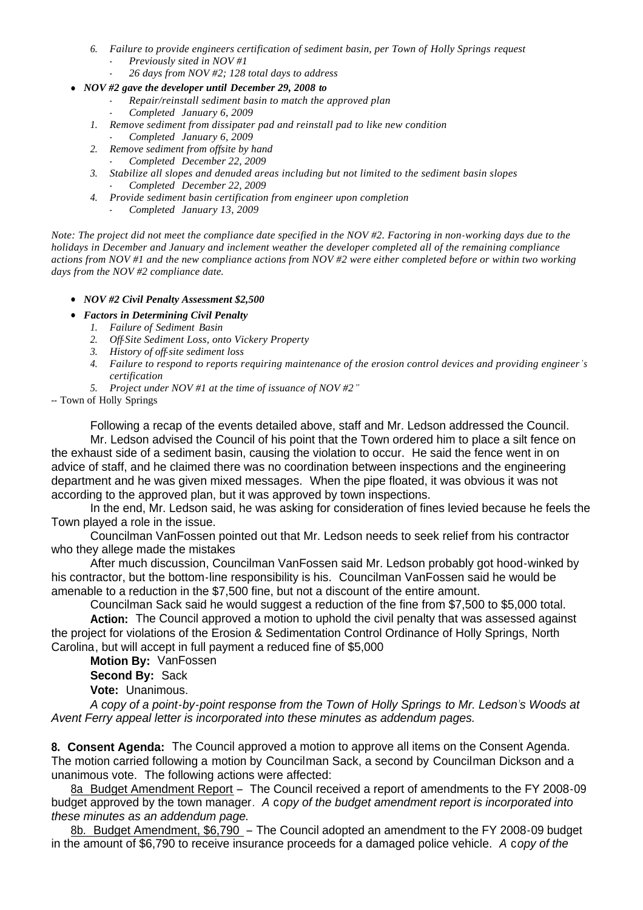6. *Failure to provide engineers certification of sediment basin, per Town of Holly Springs request*
    - *Previously sited in NOV #1*
    - *26 days from NOV #2; 128 total days to address*

- ***NOV #2 gave the developer until December 29, 2008 to***
    - *Repair/reinstall sediment basin to match the approved plan*
    - *Completed January 6, 2009*
    1. *Remove sediment from dissipater pad and reinstall pad to like new condition*
        - *Completed January 6, 2009*
    2. *Remove sediment from offsite by hand*
        - *Completed December 22, 2009*
    3. *Stabilize all slopes and denuded areas including but not limited to the sediment basin slopes*
        - *Completed December 22, 2009*
    4. *Provide sediment basin certification from engineer upon completion*
        - *Completed January 13, 2009*

*Note: The project did not meet the compliance date specified in the NOV #2. Factoring in non-working days due to the holidays in December and January and inclement weather the developer completed all of the remaining compliance actions from NOV #1 and the new compliance actions from NOV #2 were either completed before or within two working days from the NOV #2 compliance date.*

- ***NOV #2 Civil Penalty Assessment $2,500***
- ***Factors in Determining Civil Penalty***
    1. *Failure of Sediment Basin*
    2. *Off-Site Sediment Loss, onto Vickery Property*
    3. *History of off-site sediment loss*
    4. *Failure to respond to reports requiring maintenance of the erosion control devices and providing engineer's certification*
    5. *Project under NOV #1 at the time of issuance of NOV #2"*

-- Town of Holly Springs

Following a recap of the events detailed above, staff and Mr. Ledson addressed the Council.

Mr. Ledson advised the Council of his point that the Town ordered him to place a silt fence on the exhaust side of a sediment basin, causing the violation to occur. He said the fence went in on advice of staff, and he claimed there was no coordination between inspections and the engineering department and he was given mixed messages. When the pipe floated, it was obvious it was not according to the approved plan, but it was approved by town inspections.

In the end, Mr. Ledson said, he was asking for consideration of fines levied because he feels the Town played a role in the issue.

Councilman VanFossen pointed out that Mr. Ledson needs to seek relief from his contractor who they allege made the mistakes

After much discussion, Councilman VanFossen said Mr. Ledson probably got hood-winked by his contractor, but the bottom-line responsibility is his. Councilman VanFossen said he would be amenable to a reduction in the $7,500 fine, but not a discount of the entire amount.

Councilman Sack said he would suggest a reduction of the fine from $7,500 to $5,000 total.

**Action:** The Council approved a motion to uphold the civil penalty that was assessed against the project for violations of the Erosion & Sedimentation Control Ordinance of Holly Springs, North Carolina, but will accept in full payment a reduced fine of $5,000

**Motion By:** VanFossen

**Second By:** Sack

**Vote:** Unanimous.

*A copy of a point-by-point response from the Town of Holly Springs to Mr. Ledson's Woods at Avent Ferry appeal letter is incorporated into these minutes as addendum pages.*

**8. Consent Agenda:** The Council approved a motion to approve all items on the Consent Agenda. The motion carried following a motion by Councilman Sack, a second by Councilman Dickson and a unanimous vote. The following actions were affected:

8a Budget Amendment Report – The Council received a report of amendments to the FY 2008-09 budget approved by the town manager. *A copy of the budget amendment report is incorporated into these minutes as an addendum page.*

8b. Budget Amendment, $6,790 – The Council adopted an amendment to the FY 2008-09 budget in the amount of $6,790 to receive insurance proceeds for a damaged police vehicle. *A copy of the*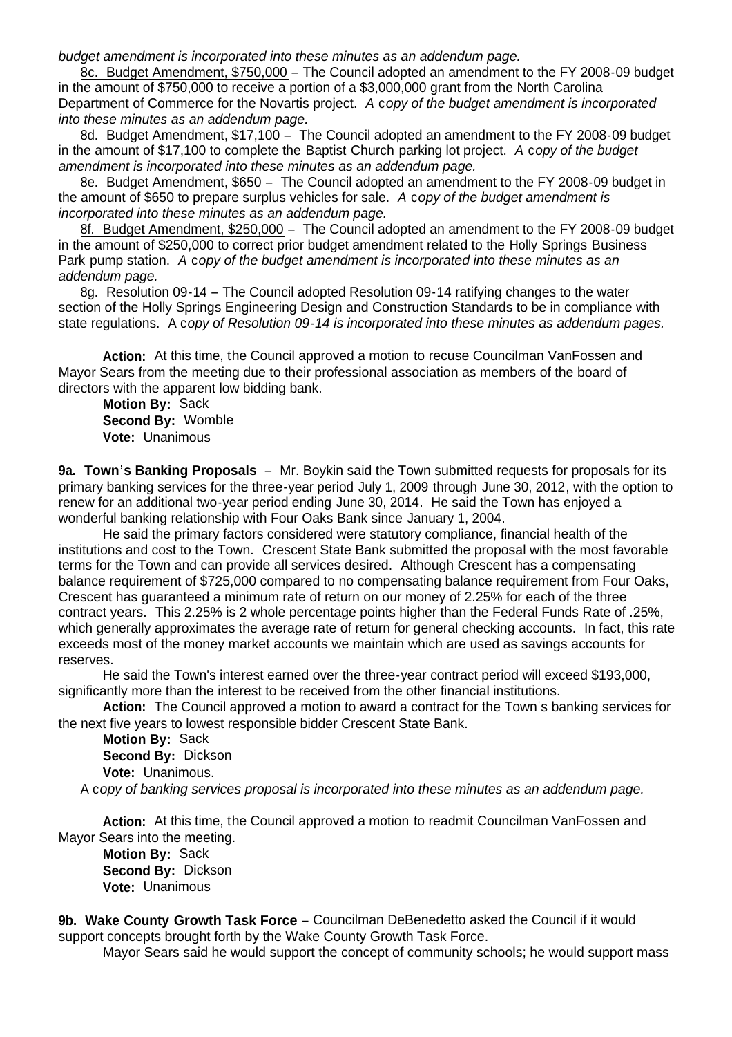*budget amendment is incorporated into these minutes as an addendum page.*

8c. Budget Amendment, $750,000 – The Council adopted an amendment to the FY 2008-09 budget in the amount of $750,000 to receive a portion of a $3,000,000 grant from the North Carolina Department of Commerce for the Novartis project. *A copy of the budget amendment is incorporated into these minutes as an addendum page.*

8d. Budget Amendment, $17,100 – The Council adopted an amendment to the FY 2008-09 budget in the amount of $17,100 to complete the Baptist Church parking lot project. *A copy of the budget amendment is incorporated into these minutes as an addendum page.*

8e. Budget Amendment, $650 – The Council adopted an amendment to the FY 2008-09 budget in the amount of $650 to prepare surplus vehicles for sale. *A copy of the budget amendment is incorporated into these minutes as an addendum page.*

8f. Budget Amendment, $250,000 – The Council adopted an amendment to the FY 2008-09 budget in the amount of $250,000 to correct prior budget amendment related to the Holly Springs Business Park pump station. *A copy of the budget amendment is incorporated into these minutes as an addendum page.*

8g. Resolution 09-14 – The Council adopted Resolution 09-14 ratifying changes to the water section of the Holly Springs Engineering Design and Construction Standards to be in compliance with state regulations. *A copy of Resolution 09-14 is incorporated into these minutes as addendum pages.*

**Action:** At this time, the Council approved a motion to recuse Councilman VanFossen and Mayor Sears from the meeting due to their professional association as members of the board of directors with the apparent low bidding bank.

**Motion By:** Sack
**Second By:** Womble
**Vote:** Unanimous

**9a. Town's Banking Proposals** – Mr. Boykin said the Town submitted requests for proposals for its primary banking services for the three-year period July 1, 2009 through June 30, 2012, with the option to renew for an additional two-year period ending June 30, 2014. He said the Town has enjoyed a wonderful banking relationship with Four Oaks Bank since January 1, 2004.

He said the primary factors considered were statutory compliance, financial health of the institutions and cost to the Town. Crescent State Bank submitted the proposal with the most favorable terms for the Town and can provide all services desired. Although Crescent has a compensating balance requirement of $725,000 compared to no compensating balance requirement from Four Oaks, Crescent has guaranteed a minimum rate of return on our money of 2.25% for each of the three contract years. This 2.25% is 2 whole percentage points higher than the Federal Funds Rate of .25%, which generally approximates the average rate of return for general checking accounts. In fact, this rate exceeds most of the money market accounts we maintain which are used as savings accounts for reserves.

He said the Town's interest earned over the three-year contract period will exceed $193,000, significantly more than the interest to be received from the other financial institutions.

**Action:** The Council approved a motion to award a contract for the Town's banking services for the next five years to lowest responsible bidder Crescent State Bank.

**Motion By:** Sack
**Second By:** Dickson
**Vote:** Unanimous.

*A copy of banking services proposal is incorporated into these minutes as an addendum page.*

**Action:** At this time, the Council approved a motion to readmit Councilman VanFossen and Mayor Sears into the meeting.

**Motion By:** Sack
**Second By:** Dickson
**Vote:** Unanimous

**9b. Wake County Growth Task Force –** Councilman DeBenedetto asked the Council if it would support concepts brought forth by the Wake County Growth Task Force.

Mayor Sears said he would support the concept of community schools; he would support mass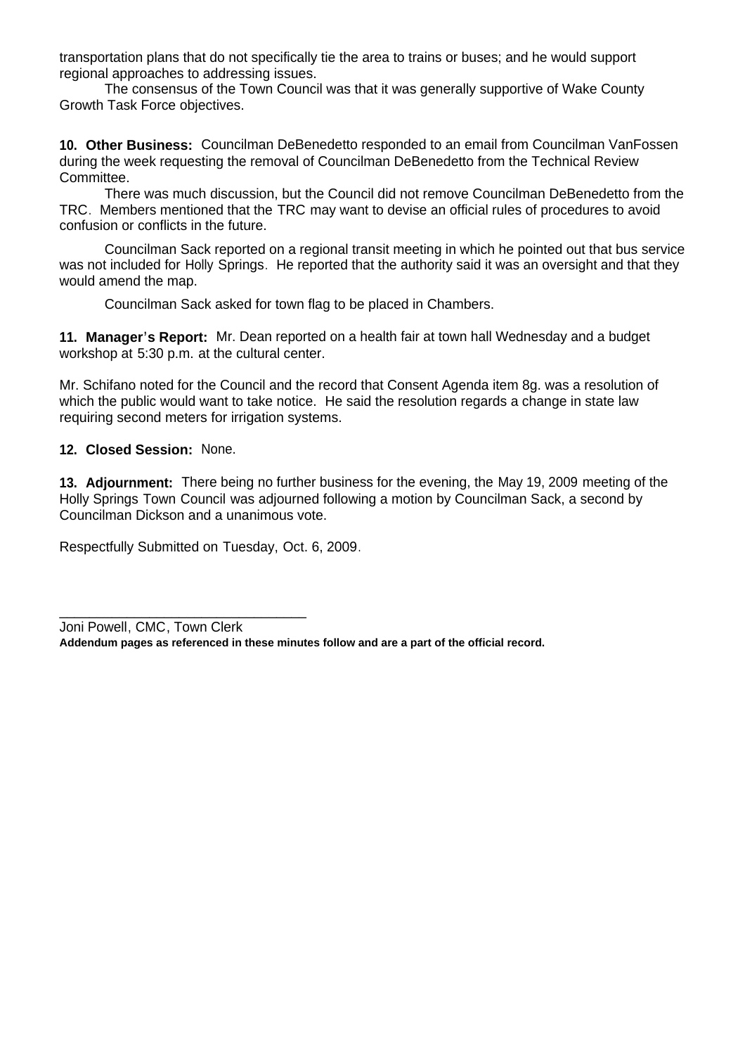transportation plans that do not specifically tie the area to trains or buses; and he would support regional approaches to addressing issues.

The consensus of the Town Council was that it was generally supportive of Wake County Growth Task Force objectives.

**10. Other Business:** Councilman DeBenedetto responded to an email from Councilman VanFossen during the week requesting the removal of Councilman DeBenedetto from the Technical Review Committee.

There was much discussion, but the Council did not remove Councilman DeBenedetto from the TRC. Members mentioned that the TRC may want to devise an official rules of procedures to avoid confusion or conflicts in the future.

Councilman Sack reported on a regional transit meeting in which he pointed out that bus service was not included for Holly Springs. He reported that the authority said it was an oversight and that they would amend the map.

Councilman Sack asked for town flag to be placed in Chambers.

**11. Manager's Report:** Mr. Dean reported on a health fair at town hall Wednesday and a budget workshop at 5:30 p.m. at the cultural center.

Mr. Schifano noted for the Council and the record that Consent Agenda item 8g. was a resolution of which the public would want to take notice. He said the resolution regards a change in state law requiring second meters for irrigation systems.

**12. Closed Session:** None.

**13. Adjournment:** There being no further business for the evening, the May 19, 2009 meeting of the Holly Springs Town Council was adjourned following a motion by Councilman Sack, a second by Councilman Dickson and a unanimous vote.

Respectfully Submitted on Tuesday, Oct. 6, 2009.

_______________________________

Joni Powell, CMC, Town Clerk

**Addendum pages as referenced in these minutes follow and are a part of the official record.**